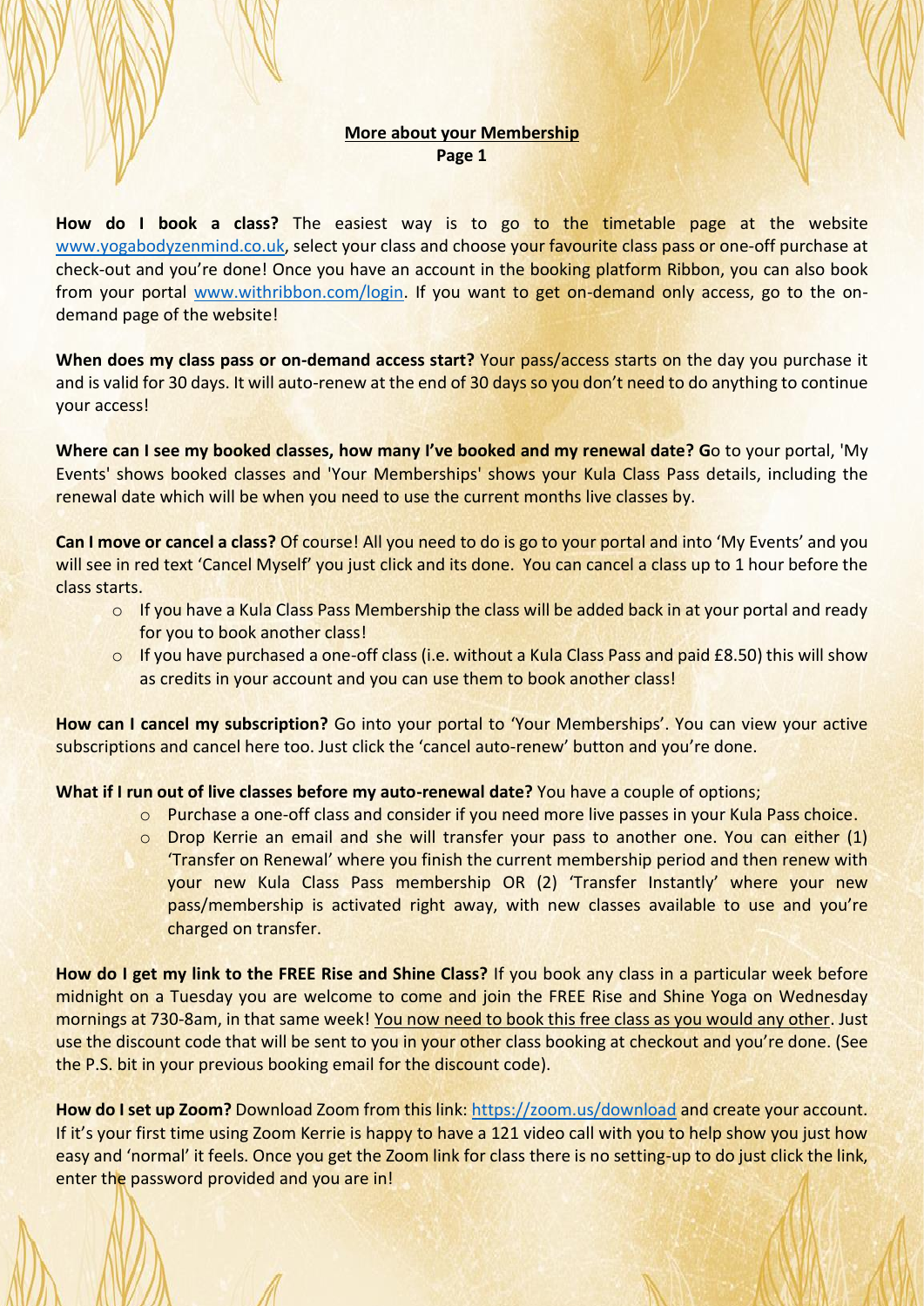## More about your Membership

**Page 1**

**How do I book a class?** The easiest way is to go to the timetable page at the website [www.yogabodyzenmind.co.uk](www.yogabodyzenmind.co.uk), select your class and choose your favourite class pass or one-off purchase at check-out and you're done! Once you have an account in the booking platform Ribbon, you can also book from your portal [www.withribbon.com/login](www.withribbon.com/login). If you want to get on-demand only access, go to the on-demand page of the website!

**When does my class pass or on-demand access start?** Your pass/access starts on the day you purchase it and is valid for 30 days. It will auto-renew at the end of 30 days so you don't need to do anything to continue your access!

**Where can I see my booked classes, how many I've booked and my renewal date? G**o to your portal, 'My Events' shows booked classes and 'Your Memberships' shows your Kula Class Pass details, including the renewal date which will be when you need to use the current months live classes by.

**Can I move or cancel a class?** Of course! All you need to do is go to your portal and into 'My Events' and you will see in red text 'Cancel Myself' you just click and its done. You can cancel a class up to 1 hour before the class starts.

- If you have a Kula Class Pass Membership the class will be added back in at your portal and ready for you to book another class!
- If you have purchased a one-off class (i.e. without a Kula Class Pass and paid £8.50) this will show as credits in your account and you can use them to book another class!

**How can I cancel my subscription?** Go into your portal to 'Your Memberships'. You can view your active subscriptions and cancel here too. Just click the 'cancel auto-renew' button and you're done.

**What if I run out of live classes before my auto-renewal date?** You have a couple of options;

- Purchase a one-off class and consider if you need more live passes in your Kula Pass choice.
- Drop Kerrie an email and she will transfer your pass to another one. You can either (1) 'Transfer on Renewal' where you finish the current membership period and then renew with your new Kula Class Pass membership OR (2) 'Transfer Instantly' where your new pass/membership is activated right away, with new classes available to use and you're charged on transfer.

**How do I get my link to the FREE Rise and Shine Class?** If you book any class in a particular week before midnight on a Tuesday you are welcome to come and join the FREE Rise and Shine Yoga on Wednesday mornings at 730-8am, in that same week! <u>You now need to book this free class as you would any other</u>. Just use the discount code that will be sent to you in your other class booking at checkout and you're done. (See the P.S. bit in your previous booking email for the discount code).

**How do I set up Zoom?** Download Zoom from this link: [https://zoom.us/download](https://zoom.us/download) and create your account. If it's your first time using Zoom Kerrie is happy to have a 121 video call with you to help show you just how easy and 'normal' it feels. Once you get the Zoom link for class there is no setting-up to do just click the link, enter the password provided and you are in!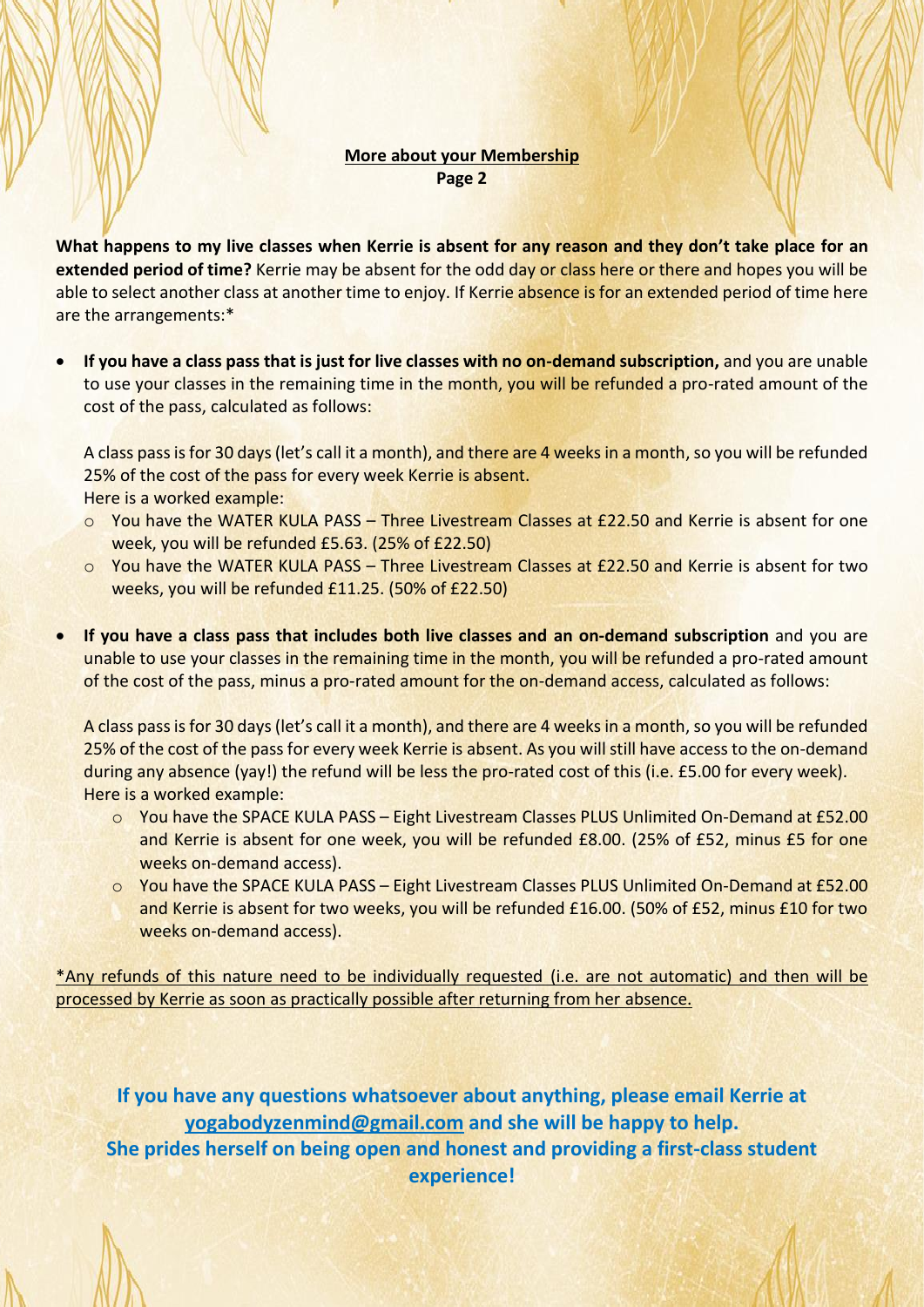**More about your Membership**
**Page 2**

**What happens to my live classes when Kerrie is absent for any reason and they don't take place for an extended period of time?** Kerrie may be absent for the odd day or class here or there and hopes you will be able to select another class at another time to enjoy. If Kerrie absence is for an extended period of time here are the arrangements:*

- **If you have a class pass that is just for live classes with no on-demand subscription,** and you are unable to use your classes in the remaining time in the month, you will be refunded a pro-rated amount of the cost of the pass, calculated as follows:

  A class pass is for 30 days (let's call it a month), and there are 4 weeks in a month, so you will be refunded 25% of the cost of the pass for every week Kerrie is absent.
  Here is a worked example:
  - You have the WATER KULA PASS – Three Livestream Classes at £22.50 and Kerrie is absent for one week, you will be refunded £5.63. (25% of £22.50)
  - You have the WATER KULA PASS – Three Livestream Classes at £22.50 and Kerrie is absent for two weeks, you will be refunded £11.25. (50% of £22.50)

- **If you have a class pass that includes both live classes and an on-demand subscription** and you are unable to use your classes in the remaining time in the month, you will be refunded a pro-rated amount of the cost of the pass, minus a pro-rated amount for the on-demand access, calculated as follows:

  A class pass is for 30 days (let's call it a month), and there are 4 weeks in a month, so you will be refunded 25% of the cost of the pass for every week Kerrie is absent. As you will still have access to the on-demand during any absence (yay!) the refund will be less the pro-rated cost of this (i.e. £5.00 for every week).
  Here is a worked example:
  - You have the SPACE KULA PASS – Eight Livestream Classes PLUS Unlimited On-Demand at £52.00 and Kerrie is absent for one week, you will be refunded £8.00. (25% of £52, minus £5 for one weeks on-demand access).
  - You have the SPACE KULA PASS – Eight Livestream Classes PLUS Unlimited On-Demand at £52.00 and Kerrie is absent for two weeks, you will be refunded £16.00. (50% of £52, minus £10 for two weeks on-demand access).

*Any refunds of this nature need to be individually requested (i.e. are not automatic) and then will be processed by Kerrie as soon as practically possible after returning from her absence.

**If you have any questions whatsoever about anything, please email Kerrie at yogabodyzenmind@gmail.com and she will be happy to help.**
**She prides herself on being open and honest and providing a first-class student experience!**